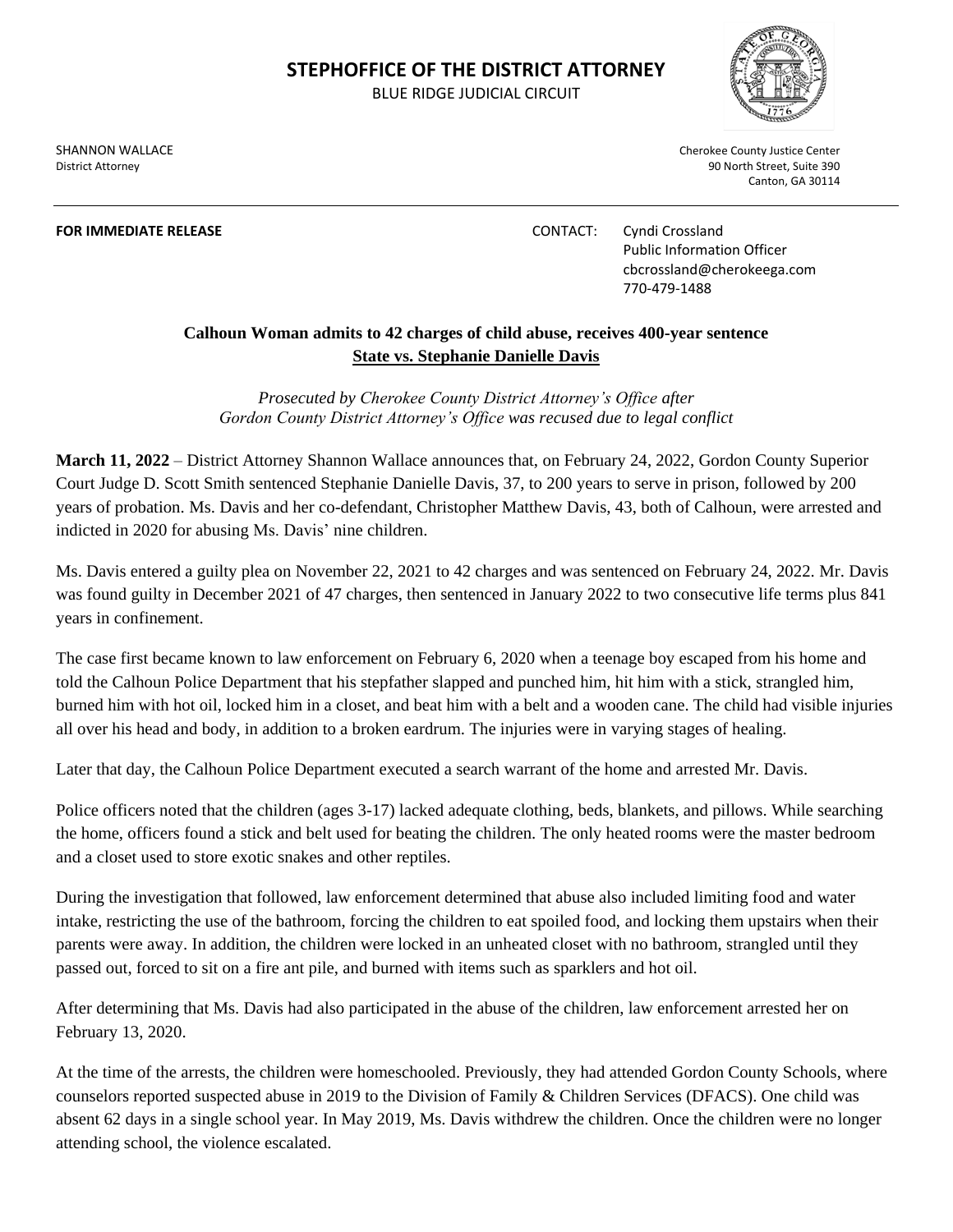# STEPHOFFICE OF THE DISTRICT ATTORNEY

BLUE RIDGE JUDICIAL CIRCUIT

SHANNON WALLACE
District Attorney

Cherokee County Justice Center
90 North Street, Suite 390
Canton, GA 30114

**FOR IMMEDIATE RELEASE**

CONTACT: Cyndi Crossland
Public Information Officer
cbcrossland@cherokeega.com
770-479-1488

## Calhoun Woman admits to 42 charges of child abuse, receives 400-year sentence

**State vs. Stephanie Danielle Davis**

*Prosecuted by Cherokee County District Attorney's Office after Gordon County District Attorney's Office was recused due to legal conflict*

**March 11, 2022** – District Attorney Shannon Wallace announces that, on February 24, 2022, Gordon County Superior Court Judge D. Scott Smith sentenced Stephanie Danielle Davis, 37, to 200 years to serve in prison, followed by 200 years of probation. Ms. Davis and her co-defendant, Christopher Matthew Davis, 43, both of Calhoun, were arrested and indicted in 2020 for abusing Ms. Davis' nine children.

Ms. Davis entered a guilty plea on November 22, 2021 to 42 charges and was sentenced on February 24, 2022. Mr. Davis was found guilty in December 2021 of 47 charges, then sentenced in January 2022 to two consecutive life terms plus 841 years in confinement.

The case first became known to law enforcement on February 6, 2020 when a teenage boy escaped from his home and told the Calhoun Police Department that his stepfather slapped and punched him, hit him with a stick, strangled him, burned him with hot oil, locked him in a closet, and beat him with a belt and a wooden cane. The child had visible injuries all over his head and body, in addition to a broken eardrum. The injuries were in varying stages of healing.

Later that day, the Calhoun Police Department executed a search warrant of the home and arrested Mr. Davis.

Police officers noted that the children (ages 3-17) lacked adequate clothing, beds, blankets, and pillows. While searching the home, officers found a stick and belt used for beating the children. The only heated rooms were the master bedroom and a closet used to store exotic snakes and other reptiles.

During the investigation that followed, law enforcement determined that abuse also included limiting food and water intake, restricting the use of the bathroom, forcing the children to eat spoiled food, and locking them upstairs when their parents were away. In addition, the children were locked in an unheated closet with no bathroom, strangled until they passed out, forced to sit on a fire ant pile, and burned with items such as sparklers and hot oil.

After determining that Ms. Davis had also participated in the abuse of the children, law enforcement arrested her on February 13, 2020.

At the time of the arrests, the children were homeschooled. Previously, they had attended Gordon County Schools, where counselors reported suspected abuse in 2019 to the Division of Family & Children Services (DFACS). One child was absent 62 days in a single school year. In May 2019, Ms. Davis withdrew the children. Once the children were no longer attending school, the violence escalated.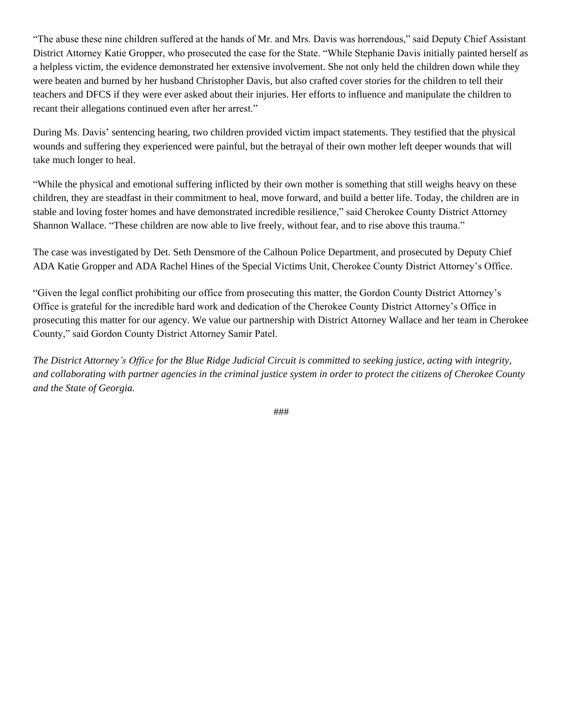"The abuse these nine children suffered at the hands of Mr. and Mrs. Davis was horrendous," said Deputy Chief Assistant District Attorney Katie Gropper, who prosecuted the case for the State. "While Stephanie Davis initially painted herself as a helpless victim, the evidence demonstrated her extensive involvement. She not only held the children down while they were beaten and burned by her husband Christopher Davis, but also crafted cover stories for the children to tell their teachers and DFCS if they were ever asked about their injuries. Her efforts to influence and manipulate the children to recant their allegations continued even after her arrest."

During Ms. Davis' sentencing hearing, two children provided victim impact statements. They testified that the physical wounds and suffering they experienced were painful, but the betrayal of their own mother left deeper wounds that will take much longer to heal.

"While the physical and emotional suffering inflicted by their own mother is something that still weighs heavy on these children, they are steadfast in their commitment to heal, move forward, and build a better life. Today, the children are in stable and loving foster homes and have demonstrated incredible resilience," said Cherokee County District Attorney Shannon Wallace. "These children are now able to live freely, without fear, and to rise above this trauma."

The case was investigated by Det. Seth Densmore of the Calhoun Police Department, and prosecuted by Deputy Chief ADA Katie Gropper and ADA Rachel Hines of the Special Victims Unit, Cherokee County District Attorney's Office.

"Given the legal conflict prohibiting our office from prosecuting this matter, the Gordon County District Attorney's Office is grateful for the incredible hard work and dedication of the Cherokee County District Attorney's Office in prosecuting this matter for our agency. We value our partnership with District Attorney Wallace and her team in Cherokee County," said Gordon County District Attorney Samir Patel.

*The District Attorney's Office for the Blue Ridge Judicial Circuit is committed to seeking justice, acting with integrity, and collaborating with partner agencies in the criminal justice system in order to protect the citizens of Cherokee County and the State of Georgia.*

###